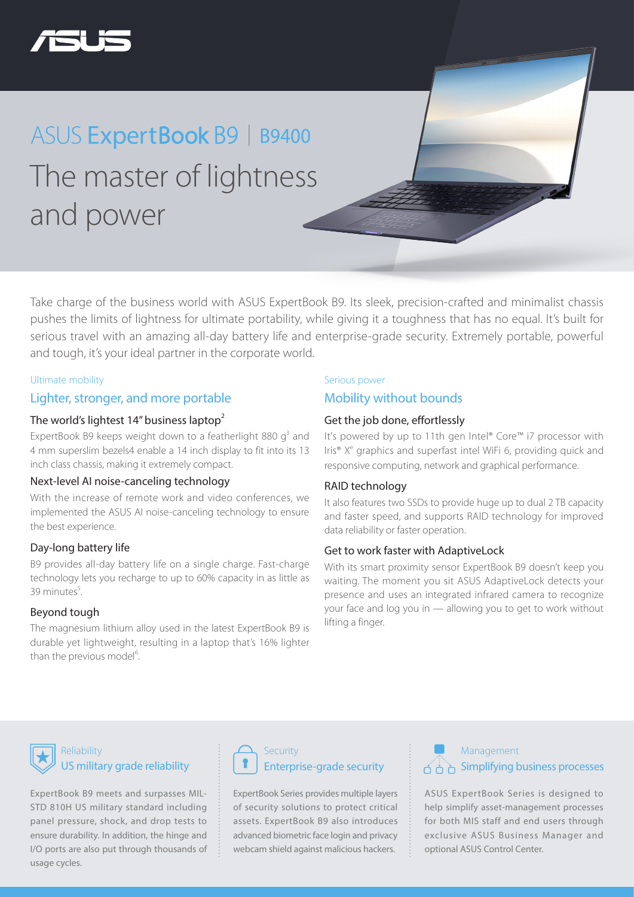# ASUS ExpertBook B9 | B9400

## The master of lightness and power

Take charge of the business world with ASUS ExpertBook B9. Its sleek, precision-crafted and minimalist chassis pushes the limits of lightness for ultimate portability, while giving it a toughness that has no equal. It's built for serious travel with an amazing all-day battery life and enterprise-grade security. Extremely portable, powerful and tough, it's your ideal partner in the corporate world.

Ultimate mobility

## Lighter, stronger, and more portable

### The world's lightest 14" business laptop[2]

ExpertBook B9 keeps weight down to a featherlight 880 g[3] and 4 mm superslim bezels4 enable a 14 inch display to fit into its 13 inch class chassis, making it extremely compact.

### Next-level AI noise-canceling technology

With the increase of remote work and video conferences, we implemented the ASUS AI noise-canceling technology to ensure the best experience.

### Day-long battery life

B9 provides all-day battery life on a single charge. Fast-charge technology lets you recharge to up to 60% capacity in as little as 39 minutes[5].

### Beyond tough

The magnesium lithium alloy used in the latest ExpertBook B9 is durable yet lightweight, resulting in a laptop that's 16% lighter than the previous model[6].

Serious power

## Mobility without bounds

### Get the job done, effortlessly

It's powered by up to 11th gen Intel® Core™ i7 processor with Iris® X[e] graphics and superfast intel WiFi 6, providing quick and responsive computing, network and graphical performance.

### RAID technology

It also features two SSDs to provide huge up to dual 2 TB capacity and faster speed, and supports RAID technology for improved data reliability or faster operation.

### Get to work faster with AdaptiveLock

With its smart proximity sensor ExpertBook B9 doesn't keep you waiting. The moment you sit ASUS AdaptiveLock detects your presence and uses an integrated infrared camera to recognize your face and log you in — allowing you to get to work without lifting a finger.

Reliability

## US military grade reliability

ExpertBook B9 meets and surpasses MIL-STD 810H US military standard including panel pressure, shock, and drop tests to ensure durability. In addition, the hinge and I/O ports are also put through thousands of usage cycles.

Security

## Enterprise-grade security

ExpertBook Series provides multiple layers of security solutions to protect critical assets. ExpertBook B9 also introduces advanced biometric face login and privacy webcam shield against malicious hackers.

Management

## Simplifying business processes

ASUS ExpertBook Series is designed to help simplify asset-management processes for both MIS staff and end users through exclusive ASUS Business Manager and optional ASUS Control Center.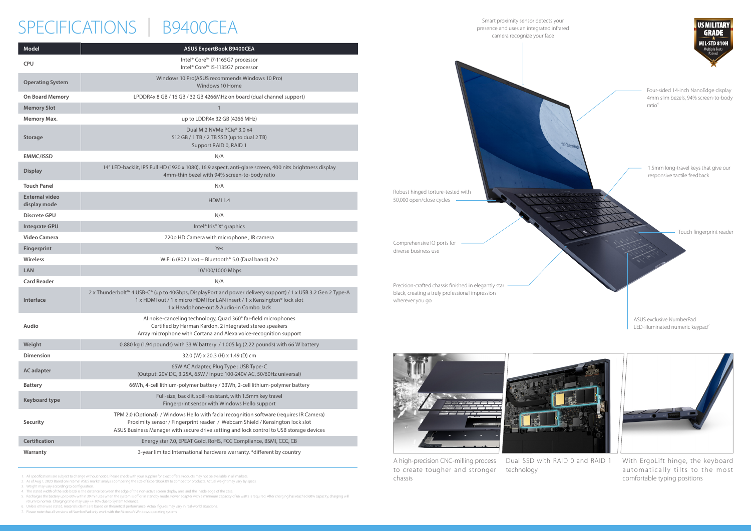# SPECIFICATIONS | B9400CEA

| Model | ASUS ExpertBook B9400CEA |
|---|---|
| CPU | Intel® Core™ i7-1165G7 processor<br>Intel® Core™ i5-1135G7 processor |
| Operating System | Windows 10 Pro(ASUS recommends Windows 10 Pro)<br>Windows 10 Home |
| On Board Memory | LPDDR4x 8 GB / 16 GB / 32 GB 4266MHz on board (dual channel support) |
| Memory Slot | 1 |
| Memory Max. | up to LDDR4x 32 GB (4266 MHz) |
| Storage | Dual M.2 NVMe PCIe® 3.0 x4<br>512 GB / 1 TB / 2 TB SSD (up to dual 2 TB)<br>Support RAID 0, RAID 1 |
| EMMC/ISSD | N/A |
| Display | 14" LED-backlit, IPS Full HD (1920 x 1080), 16:9 aspect, anti-glare screen, 400 nits brightness display<br>4mm-thin bezel with 94% screen-to-body ratio |
| Touch Panel | N/A |
| External video display mode | HDMI 1.4 |
| Discrete GPU | N/A |
| Integrate GPU | Intel® Iris® Xᵉ graphics |
| Video Camera | 720p HD Camera with microphone ; IR camera |
| Fingerprint | Yes |
| Wireless | WiFi 6 (802.11ax) + Bluetooth® 5.0 (Dual band) 2x2 |
| LAN | 10/100/1000 Mbps |
| Card Reader | N/A |
| Interface | 2 x Thunderbolt™ 4 USB-C® (up to 40Gbps, DisplayPort and power delivery support) / 1 x USB 3.2 Gen 2 Type-A<br>1 x HDMI out / 1 x micro HDMI for LAN insert / 1 x Kensington® lock slot<br>1 x Headphone-out & Audio-in Combo Jack |
| Audio | AI noise-canceling technology, Quad 360° far-field microphones<br>Certified by Harman Kardon, 2 integrated stereo speakers<br>Array microphone with Cortana and Alexa voice-recognition support |
| Weight | 0.880 kg (1.94 pounds) with 33 W battery / 1.005 kg (2.22 pounds) with 66 W battery |
| Dimension | 32.0 (W) x 20.3 (H) x 1.49 (D) cm |
| AC adapter | 65W AC Adapter, Plug Type : USB Type-C<br>(Output: 20V DC, 3.25A, 65W / Input: 100-240V AC, 50/60Hz universal) |
| Battery | 66Wh, 4-cell lithium-polymer battery / 33Wh, 2-cell lithium-polymer battery |
| Keyboard type | Full-size, backlit, spill-resistant, with 1.5mm key travel<br>Fingerprint sensor with Windows Hello support |
| Security | TPM 2.0 (Optional) / Windows Hello with facial recognition software (requires IR Camera)<br>Proximity sensor / Fingerprint reader / Webcam Shield / Kensington lock slot<br>ASUS Business Manager with secure drive setting and lock control to USB storage devices |
| Certification | Energy star 7.0, EPEAT Gold, RoHS, FCC Compliance, BSMI, CCC, CB |
| Warranty | 3-year limited International hardware warranty. *different by country |

Smart proximity sensor detects your presence and uses an integrated infrared camera recognize your face

US MILITARY GRADE MIL-STD 810H Multiple Tests Passed

Four-sided 14-inch NanoEdge display 4mm slim bezels, 94% screen-to-body ratio[4]

1.5mm long-travel keys that give our responsive tactile feedback

Robust hinged torture-tested with 50,000 open/close cycles

Touch fingerprint reader

Comprehensive IO ports for diverse business use

Precision-crafted chassis finished in elegantly star black, creating a truly professional impression wherever you go

ASUS exclusive NumberPad LED-illuminated numeric keypad[7]

A high-precision CNC-milling process to create tougher and stronger chassis

Dual SSD with RAID 0 and RAID 1 technology

With ErgoLift hinge, the keyboard automatically tilts to the most comfortable typing positions

1. All specifications are subject to change without notice. Please check with your supplier for exact offers. Products may not be available in all markets.
2. As of Aug 1, 2020. Based on internal ASUS market analysis comparing the size of ExpertBook B9 to competitor products. Actual weight may vary by specs.
3. Weight may vary according to configuration.
4. The stated width of the side bezel is the distance between the edge of the non-active screen display area and the inside edge of the case.
5. Recharges the battery up to 60% within 39 minutes when the system is off or in standby mode. Power adapter with a minimum capacity of 65 watts is required. After charging has reached 60% capacity, charging will return to normal. Charging time may vary +/-10% due to System tolerance.
6. Unless otherwise stated, materials claims are based on theoretical performance. Actual figures may vary in real-world situations.
7. Please note that all versions of NumberPad only work with the Microsoft Windows operating system.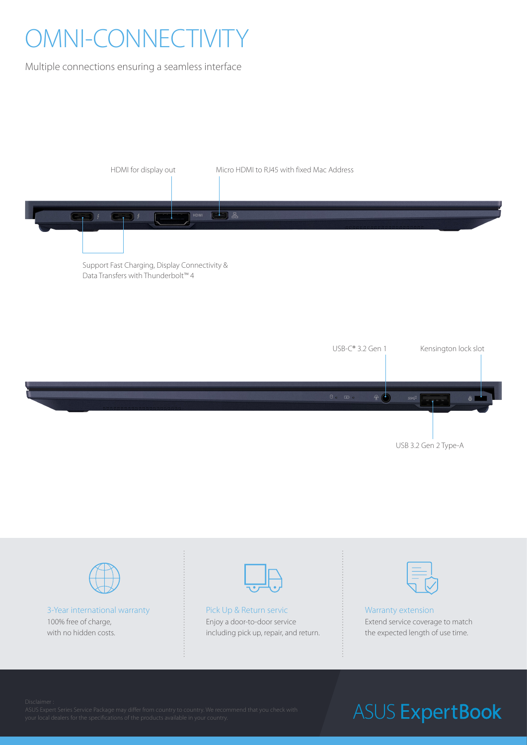# OMNI-CONNECTIVITY

Multiple connections ensuring a seamless interface

HDMI for display out

Micro HDMI to RJ45 with fixed Mac Address

Support Fast Charging, Display Connectivity & Data Transfers with Thunderbolt™ 4

USB-C® 3.2 Gen 1

Kensington lock slot

USB 3.2 Gen 2 Type-A

### 3-Year international warranty

100% free of charge,
with no hidden costs.

### Pick Up & Return servic

Enjoy a door-to-door service
including pick up, repair, and return.

### Warranty extension

Extend service coverage to match
the expected length of use time.

Disclaimer :
ASUS Expert Series Service Package may differ from country to country. We recommend that you check with your local dealers for the specifications of the products available in your country.

ASUS ExpertBook